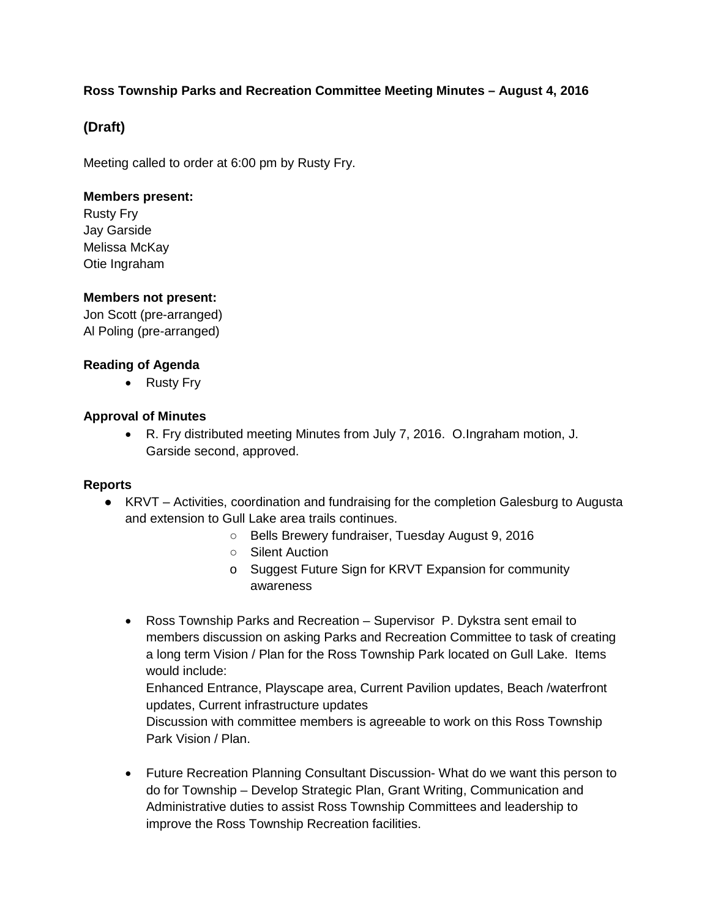**Ross Township Parks and Recreation Committee Meeting Minutes – August 4, 2016**

## (Draft)

Meeting called to order at 6:00 pm by Rusty Fry.

**Members present:**
Rusty Fry
Jay Garside
Melissa McKay
Otie Ingraham

**Members not present:**
Jon Scott (pre-arranged)
Al Poling (pre-arranged)

**Reading of Agenda**

- Rusty Fry

**Approval of Minutes**

- R. Fry distributed meeting Minutes from July 7, 2016. O.Ingraham motion, J. Garside second, approved.

**Reports**

- KRVT – Activities, coordination and fundraising for the completion Galesburg to Augusta and extension to Gull Lake area trails continues.
  - Bells Brewery fundraiser, Tuesday August 9, 2016
  - Silent Auction
  - Suggest Future Sign for KRVT Expansion for community awareness

- Ross Township Parks and Recreation – Supervisor P. Dykstra sent email to members discussion on asking Parks and Recreation Committee to task of creating a long term Vision / Plan for the Ross Township Park located on Gull Lake. Items would include:
  Enhanced Entrance, Playscape area, Current Pavilion updates, Beach /waterfront updates, Current infrastructure updates
  Discussion with committee members is agreeable to work on this Ross Township Park Vision / Plan.

- Future Recreation Planning Consultant Discussion- What do we want this person to do for Township – Develop Strategic Plan, Grant Writing, Communication and Administrative duties to assist Ross Township Committees and leadership to improve the Ross Township Recreation facilities.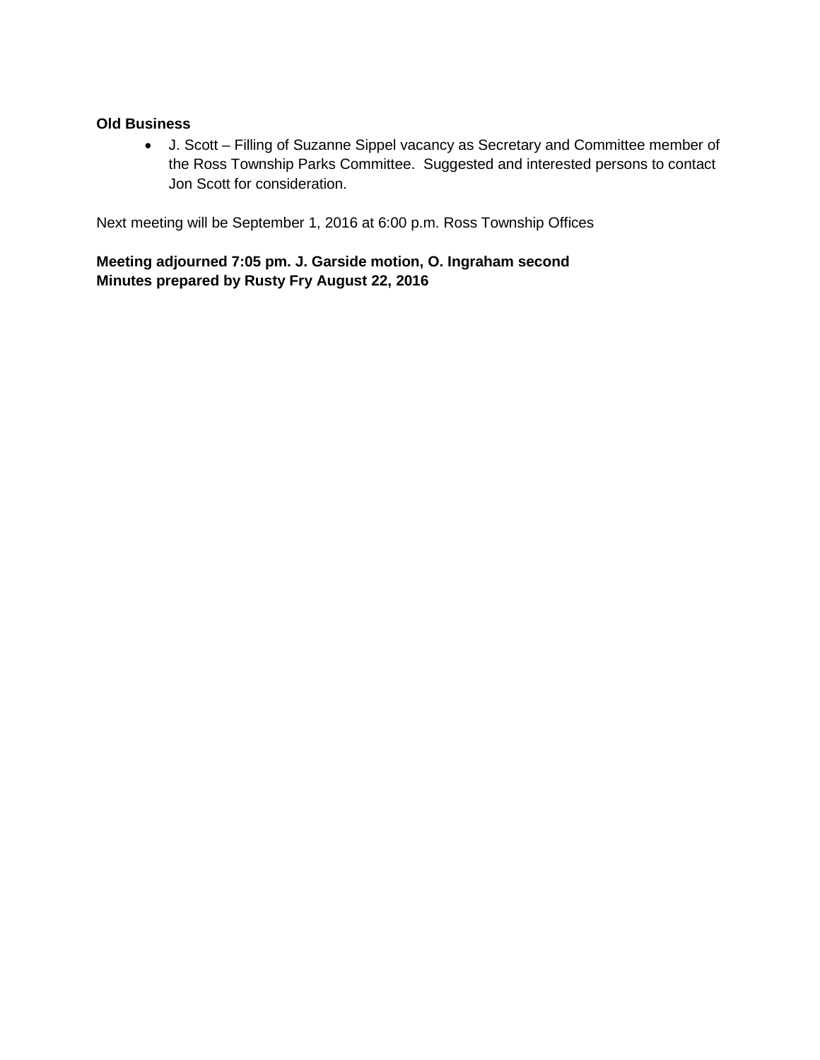**Old Business**

- J. Scott – Filling of Suzanne Sippel vacancy as Secretary and Committee member of the Ross Township Parks Committee. Suggested and interested persons to contact Jon Scott for consideration.

Next meeting will be September 1, 2016 at 6:00 p.m. Ross Township Offices

**Meeting adjourned 7:05 pm. J. Garside motion, O. Ingraham second**
**Minutes prepared by Rusty Fry August 22, 2016**